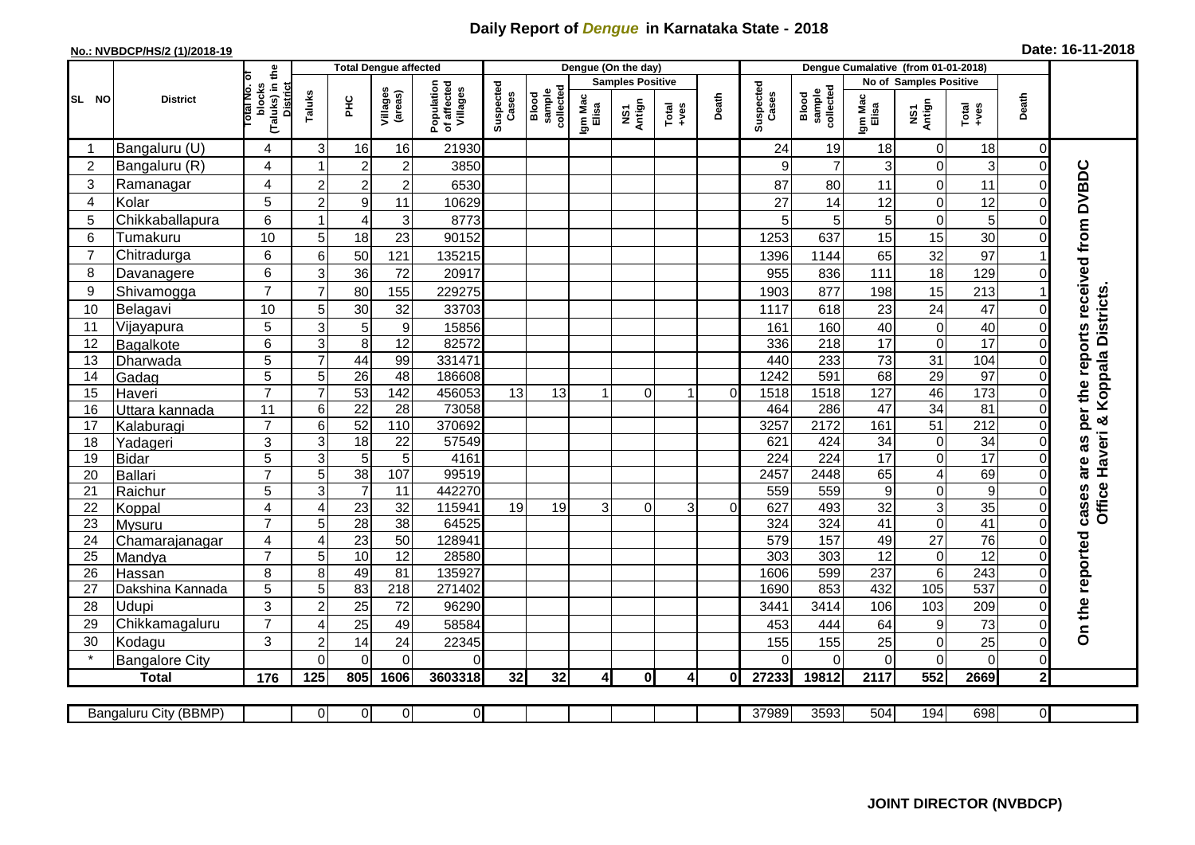# Daily Report of *Dengue* in Karnataka State - 2018

**No.: NVBDCP/HS/2 (1)/2018-19**

**Date: 16-11-2018**

| SL NO | District | Total No. of blocks (Taluks) in the District | Total Dengue affected | | | | Dengue (On the day) | | | | | | | Dengue Cumalative (from 01-01-2018) | | | | | | | |
|---|---|---|---|---|---|---|---|---|---|---|---|---|---|---|---|---|---|---|---|---|
| | | | Taluks | PHC | Villages (areas) | Population of affected Villages | Suspected Cases | Blood sample collected | Samples Positive | | | Death | Suspected Cases | Blood sample collected | No of Samples Positive | | | Death | |
| | | | | | | | | | Igm Mac Elisa | NS1 Antign | Total +ves | | | | Igm Mac Elisa | NS1 Antign | Total +ves | | |
| 1 | Bangaluru (U) | 4 | 3 | 16 | 16 | 21930 | | | | | | | 24 | 19 | 18 | 0 | 18 | 0 | On the reported cases are as per the reports received from DVBDC Office Haveri & Koppala Districts. |
| 2 | Bangaluru (R) | 4 | 1 | 2 | 2 | 3850 | | | | | | | 9 | 7 | 3 | 0 | 3 | 0 | |
| 3 | Ramanagar | 4 | 2 | 2 | 2 | 6530 | | | | | | | 87 | 80 | 11 | 0 | 11 | 0 | |
| 4 | Kolar | 5 | 2 | 9 | 11 | 10629 | | | | | | | 27 | 14 | 12 | 0 | 12 | 0 | |
| 5 | Chikkaballapura | 6 | 1 | 4 | 3 | 8773 | | | | | | | 5 | 5 | 5 | 0 | 5 | 0 | |
| 6 | Tumakuru | 10 | 5 | 18 | 23 | 90152 | | | | | | | 1253 | 637 | 15 | 15 | 30 | 0 | |
| 7 | Chitradurga | 6 | 6 | 50 | 121 | 135215 | | | | | | | 1396 | 1144 | 65 | 32 | 97 | 1 | |
| 8 | Davanagere | 6 | 3 | 36 | 72 | 20917 | | | | | | | 955 | 836 | 111 | 18 | 129 | 0 | |
| 9 | Shivamogga | 7 | 7 | 80 | 155 | 229275 | | | | | | | 1903 | 877 | 198 | 15 | 213 | 1 | |
| 10 | Belagavi | 10 | 5 | 30 | 32 | 33703 | | | | | | | 1117 | 618 | 23 | 24 | 47 | 0 | |
| 11 | Vijayapura | 5 | 3 | 5 | 9 | 15856 | | | | | | | 161 | 160 | 40 | 0 | 40 | 0 | |
| 12 | Bagalkote | 6 | 3 | 8 | 12 | 82572 | | | | | | | 336 | 218 | 17 | 0 | 17 | 0 | |
| 13 | Dharwada | 5 | 7 | 44 | 99 | 331471 | | | | | | | 440 | 233 | 73 | 31 | 104 | 0 | |
| 14 | Gadag | 5 | 5 | 26 | 48 | 186608 | | | | | | | 1242 | 591 | 68 | 29 | 97 | 0 | |
| 15 | Haveri | 7 | 7 | 53 | 142 | 456053 | 13 | 13 | 1 | 0 | 1 | 0 | 1518 | 1518 | 127 | 46 | 173 | 0 | |
| 16 | Uttara kannada | 11 | 6 | 22 | 28 | 73058 | | | | | | | 464 | 286 | 47 | 34 | 81 | 0 | |
| 17 | Kalaburagi | 7 | 6 | 52 | 110 | 370692 | | | | | | | 3257 | 2172 | 161 | 51 | 212 | 0 | |
| 18 | Yadageri | 3 | 3 | 18 | 22 | 57549 | | | | | | | 621 | 424 | 34 | 0 | 34 | 0 | |
| 19 | Bidar | 5 | 3 | 5 | 5 | 4161 | | | | | | | 224 | 224 | 17 | 0 | 17 | 0 | |
| 20 | Ballari | 7 | 5 | 38 | 107 | 99519 | | | | | | | 2457 | 2448 | 65 | 4 | 69 | 0 | |
| 21 | Raichur | 5 | 3 | 7 | 11 | 442270 | | | | | | | 559 | 559 | 9 | 0 | 9 | 0 | |
| 22 | Koppal | 4 | 4 | 23 | 32 | 115941 | 19 | 19 | 3 | 0 | 3 | 0 | 627 | 493 | 32 | 3 | 35 | 0 | |
| 23 | Mysuru | 7 | 5 | 28 | 38 | 64525 | | | | | | | 324 | 324 | 41 | 0 | 41 | 0 | |
| 24 | Chamarajanagar | 4 | 4 | 23 | 50 | 128941 | | | | | | | 579 | 157 | 49 | 27 | 76 | 0 | |
| 25 | Mandya | 7 | 5 | 10 | 12 | 28580 | | | | | | | 303 | 303 | 12 | 0 | 12 | 0 | |
| 26 | Hassan | 8 | 8 | 49 | 81 | 135927 | | | | | | | 1606 | 599 | 237 | 6 | 243 | 0 | |
| 27 | Dakshina Kannada | 5 | 5 | 83 | 218 | 271402 | | | | | | | 1690 | 853 | 432 | 105 | 537 | 0 | |
| 28 | Udupi | 3 | 2 | 25 | 72 | 96290 | | | | | | | 3441 | 3414 | 106 | 103 | 209 | 0 | |
| 29 | Chikkamagaluru | 7 | 4 | 25 | 49 | 58584 | | | | | | | 453 | 444 | 64 | 9 | 73 | 0 | |
| 30 | Kodagu | 3 | 2 | 14 | 24 | 22345 | | | | | | | 155 | 155 | 25 | 0 | 25 | 0 | |
| * | Bangalore City | | 0 | 0 | 0 | 0 | | | | | | | 0 | 0 | 0 | 0 | 0 | 0 | |
| **Total** | | **176** | **125** | **805** | **1606** | **3603318** | **32** | **32** | **4** | **0** | **4** | **0** | **27233** | **19812** | **2117** | **552** | **2669** | **2** | |

| Bangaluru City (BBMP) | | 0 | 0 | 0 | 0 | | | | | | | 37989 | 3593 | 504 | 194 | 698 | 0 | |
|---|---|---|---|---|---|---|---|---|---|---|---|---|---|---|---|---|---|---|

**JOINT DIRECTOR (NVBDCP)**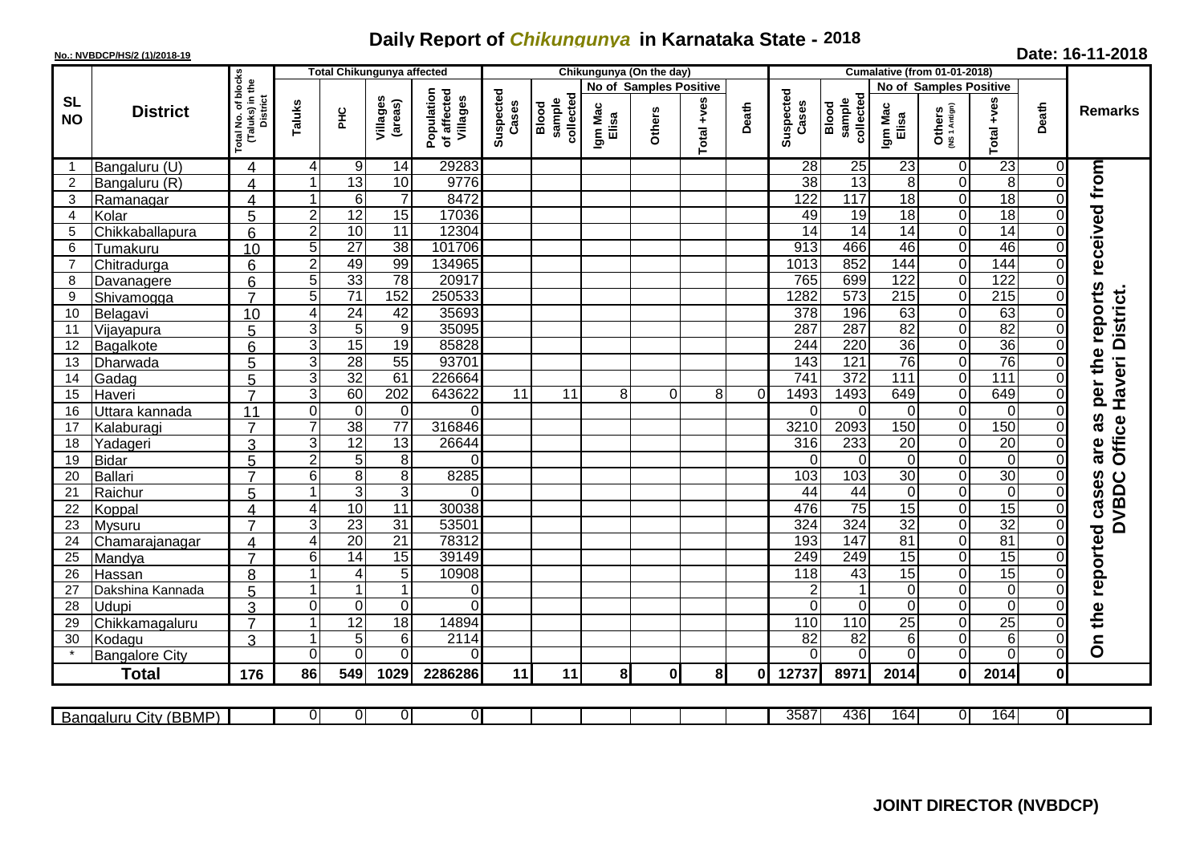# Daily Report of *Chikungunya* in Karnataka State - 2018

**No.: NVBDCP/HS/2 (1)/2018-19**

**Date: 16-11-2018**

| SL NO | District | Total No. of blocks (Taluks) in the District | Total Chikungunya affected | | | | Chikungunya (On the day) | | | | | | | Cumalative (from 01-01-2018) | | | | | | | Remarks |
|---|---|---|---|---|---|---|---|---|---|---|---|---|---|---|---|---|---|---|---|---|---|
| | | | | | | | | | No of Samples Positive | | | | | | | No of Samples Positive | | | | | |
| | | | Taluks | PHC | Villages (areas) | Population of affected Villages | Suspected Cases | Blood sample collected | Igm Mac Elisa | Others | Total +ves | Death | Suspected Cases | Blood sample collected | Igm Mac Elisa | Others (NS 1 Antign) | Total +ves | Death | |
| 1 | Bangaluru (U) | 4 | 4 | 9 | 14 | 29283 | | | | | | | 28 | 25 | 23 | 0 | 23 | 0 | On the reported cases are as per the reports received from DVBDC Office Haveri District. |
| 2 | Bangaluru (R) | 4 | 1 | 13 | 10 | 9776 | | | | | | | 38 | 13 | 8 | 0 | 8 | 0 | |
| 3 | Ramanagar | 4 | 1 | 6 | 7 | 8472 | | | | | | | 122 | 117 | 18 | 0 | 18 | 0 | |
| 4 | Kolar | 5 | 2 | 12 | 15 | 17036 | | | | | | | 49 | 19 | 18 | 0 | 18 | 0 | |
| 5 | Chikkaballapura | 6 | 2 | 10 | 11 | 12304 | | | | | | | 14 | 14 | 14 | 0 | 14 | 0 | |
| 6 | Tumakuru | 10 | 5 | 27 | 38 | 101706 | | | | | | | 913 | 466 | 46 | 0 | 46 | 0 | |
| 7 | Chitradurga | 6 | 2 | 49 | 99 | 134965 | | | | | | | 1013 | 852 | 144 | 0 | 144 | 0 | |
| 8 | Davanagere | 6 | 5 | 33 | 78 | 20917 | | | | | | | 765 | 699 | 122 | 0 | 122 | 0 | |
| 9 | Shivamogga | 7 | 5 | 71 | 152 | 250533 | | | | | | | 1282 | 573 | 215 | 0 | 215 | 0 | |
| 10 | Belagavi | 10 | 4 | 24 | 42 | 35693 | | | | | | | 378 | 196 | 63 | 0 | 63 | 0 | |
| 11 | Vijayapura | 5 | 3 | 5 | 9 | 35095 | | | | | | | 287 | 287 | 82 | 0 | 82 | 0 | |
| 12 | Bagalkote | 6 | 3 | 15 | 19 | 85828 | | | | | | | 244 | 220 | 36 | 0 | 36 | 0 | |
| 13 | Dharwada | 5 | 3 | 28 | 55 | 93701 | | | | | | | 143 | 121 | 76 | 0 | 76 | 0 | |
| 14 | Gadag | 5 | 3 | 32 | 61 | 226664 | | | | | | | 741 | 372 | 111 | 0 | 111 | 0 | |
| 15 | Haveri | 7 | 3 | 60 | 202 | 643622 | 11 | 11 | 8 | 0 | 8 | 0 | 1493 | 1493 | 649 | 0 | 649 | 0 | |
| 16 | Uttara kannada | 11 | 0 | 0 | 0 | 0 | | | | | | | 0 | 0 | 0 | 0 | 0 | 0 | |
| 17 | Kalaburagi | 7 | 7 | 38 | 77 | 316846 | | | | | | | 3210 | 2093 | 150 | 0 | 150 | 0 | |
| 18 | Yadageri | 3 | 3 | 12 | 13 | 26644 | | | | | | | 316 | 233 | 20 | 0 | 20 | 0 | |
| 19 | Bidar | 5 | 2 | 5 | 8 | 0 | | | | | | | 0 | 0 | 0 | 0 | 0 | 0 | |
| 20 | Ballari | 7 | 6 | 8 | 8 | 8285 | | | | | | | 103 | 103 | 30 | 0 | 30 | 0 | |
| 21 | Raichur | 5 | 1 | 3 | 3 | 0 | | | | | | | 44 | 44 | 0 | 0 | 0 | 0 | |
| 22 | Koppal | 4 | 4 | 10 | 11 | 30038 | | | | | | | 476 | 75 | 15 | 0 | 15 | 0 | |
| 23 | Mysuru | 7 | 3 | 23 | 31 | 53501 | | | | | | | 324 | 324 | 32 | 0 | 32 | 0 | |
| 24 | Chamarajanagar | 4 | 4 | 20 | 21 | 78312 | | | | | | | 193 | 147 | 81 | 0 | 81 | 0 | |
| 25 | Mandya | 7 | 6 | 14 | 15 | 39149 | | | | | | | 249 | 249 | 15 | 0 | 15 | 0 | |
| 26 | Hassan | 8 | 1 | 4 | 5 | 10908 | | | | | | | 118 | 43 | 15 | 0 | 15 | 0 | |
| 27 | Dakshina Kannada | 5 | 1 | 1 | 1 | 0 | | | | | | | 2 | 1 | 0 | 0 | 0 | 0 | |
| 28 | Udupi | 3 | 0 | 0 | 0 | 0 | | | | | | | 0 | 0 | 0 | 0 | 0 | 0 | |
| 29 | Chikkamagaluru | 7 | 1 | 12 | 18 | 14894 | | | | | | | 110 | 110 | 25 | 0 | 25 | 0 | |
| 30 | Kodagu | 3 | 1 | 5 | 6 | 2114 | | | | | | | 82 | 82 | 6 | 0 | 6 | 0 | |
| * | Bangalore City | | 0 | 0 | 0 | 0 | | | | | | | 0 | 0 | 0 | 0 | 0 | 0 | |
| **Total** | | **176** | **86** | **549** | **1029** | **2286286** | **11** | **11** | **8** | **0** | **8** | **0** | **12737** | **8971** | **2014** | **0** | **2014** | **0** | |

| | | | | | | | | | | | | | | | | | | | |
|---|---|---|---|---|---|---|---|---|---|---|---|---|---|---|---|---|---|---|---|
| Bangaluru City (BBMP) | | 0 | 0 | 0 | 0 | | | | | | | 3587 | 436 | 164 | 0 | 164 | 0 | |

**JOINT DIRECTOR (NVBDCP)**